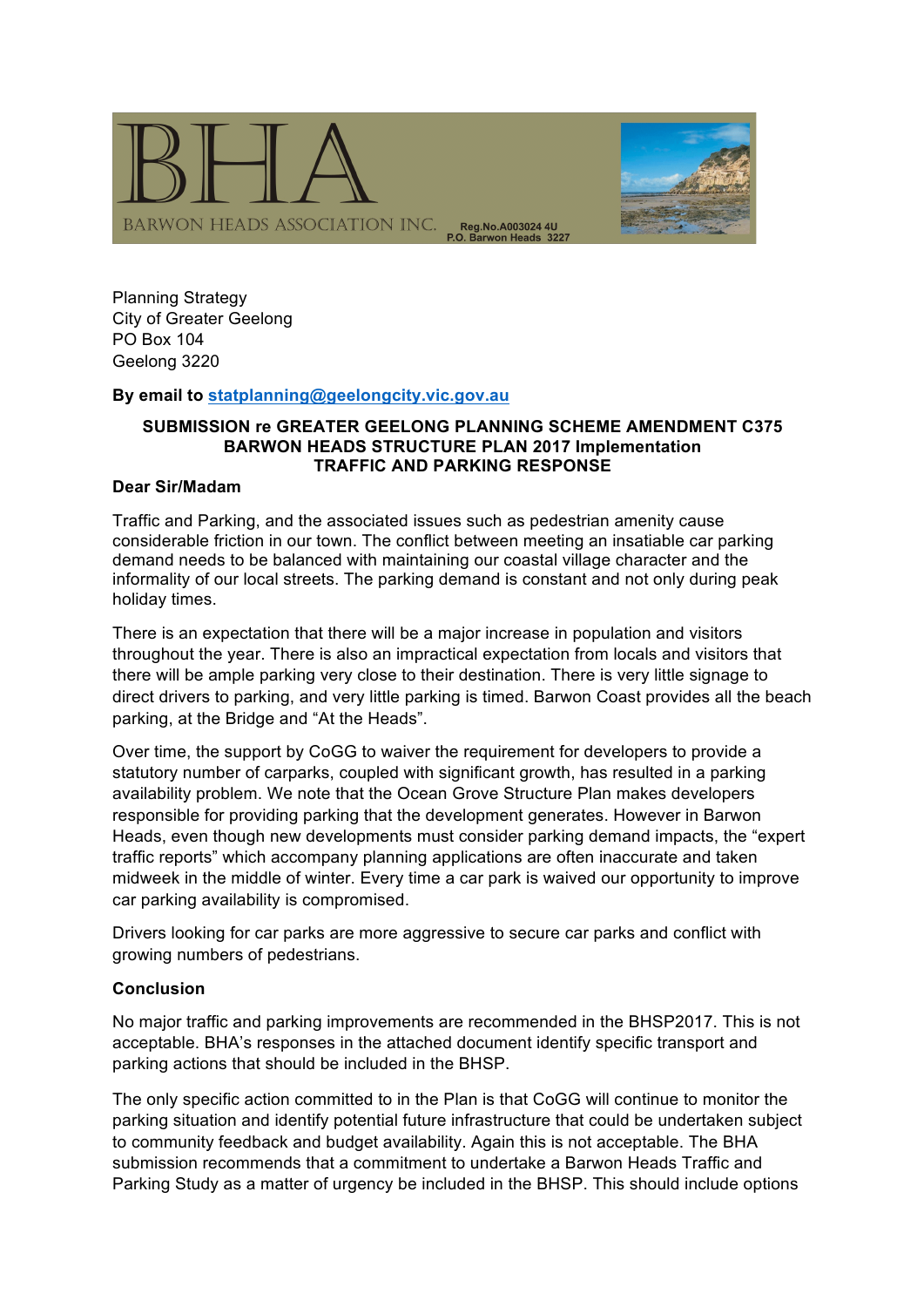BHA

BARWON HEADS ASSOCIATION INC. Reg.No.A003024 4U
P.O. Barwon Heads 3227

Planning Strategy
City of Greater Geelong
PO Box 104
Geelong 3220

**By email to statplanning@geelongcity.vic.gov.au**

**SUBMISSION re GREATER GEELONG PLANNING SCHEME AMENDMENT C375**
**BARWON HEADS STRUCTURE PLAN 2017 Implementation**
**TRAFFIC AND PARKING RESPONSE**

**Dear Sir/Madam**

Traffic and Parking, and the associated issues such as pedestrian amenity cause considerable friction in our town. The conflict between meeting an insatiable car parking demand needs to be balanced with maintaining our coastal village character and the informality of our local streets. The parking demand is constant and not only during peak holiday times.

There is an expectation that there will be a major increase in population and visitors throughout the year. There is also an impractical expectation from locals and visitors that there will be ample parking very close to their destination. There is very little signage to direct drivers to parking, and very little parking is timed. Barwon Coast provides all the beach parking, at the Bridge and "At the Heads".

Over time, the support by CoGG to waiver the requirement for developers to provide a statutory number of carparks, coupled with significant growth, has resulted in a parking availability problem. We note that the Ocean Grove Structure Plan makes developers responsible for providing parking that the development generates. However in Barwon Heads, even though new developments must consider parking demand impacts, the "expert traffic reports" which accompany planning applications are often inaccurate and taken midweek in the middle of winter. Every time a car park is waived our opportunity to improve car parking availability is compromised.

Drivers looking for car parks are more aggressive to secure car parks and conflict with growing numbers of pedestrians.

**Conclusion**

No major traffic and parking improvements are recommended in the BHSP2017. This is not acceptable. BHA's responses in the attached document identify specific transport and parking actions that should be included in the BHSP.

The only specific action committed to in the Plan is that CoGG will continue to monitor the parking situation and identify potential future infrastructure that could be undertaken subject to community feedback and budget availability. Again this is not acceptable. The BHA submission recommends that a commitment to undertake a Barwon Heads Traffic and Parking Study as a matter of urgency be included in the BHSP. This should include options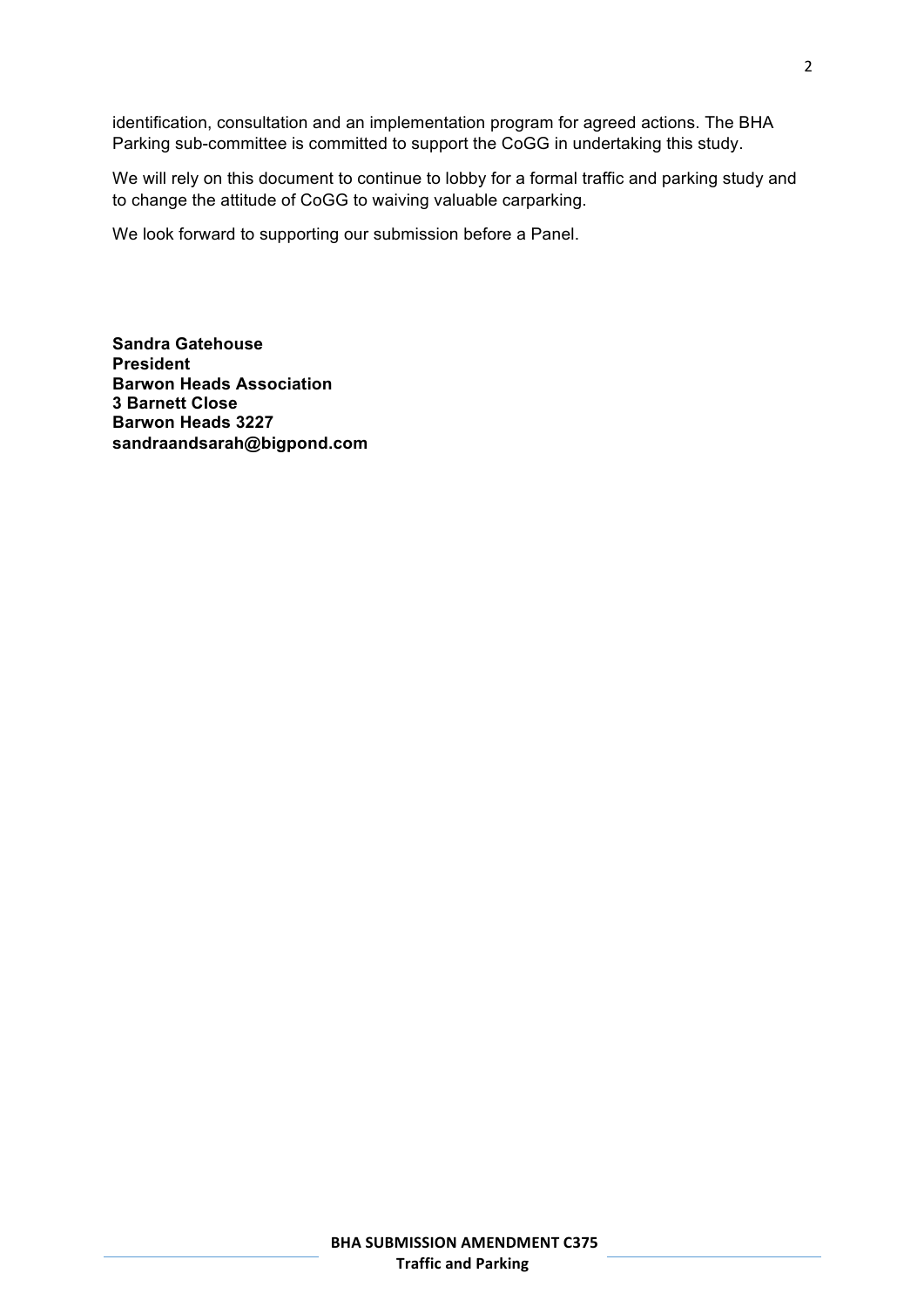identification, consultation and an implementation program for agreed actions. The BHA Parking sub-committee is committed to support the CoGG in undertaking this study.

We will rely on this document to continue to lobby for a formal traffic and parking study and to change the attitude of CoGG to waiving valuable carparking.

We look forward to supporting our submission before a Panel.

**Sandra Gatehouse**
**President**
**Barwon Heads Association**
**3 Barnett Close**
**Barwon Heads 3227**
**sandraandsarah@bigpond.com**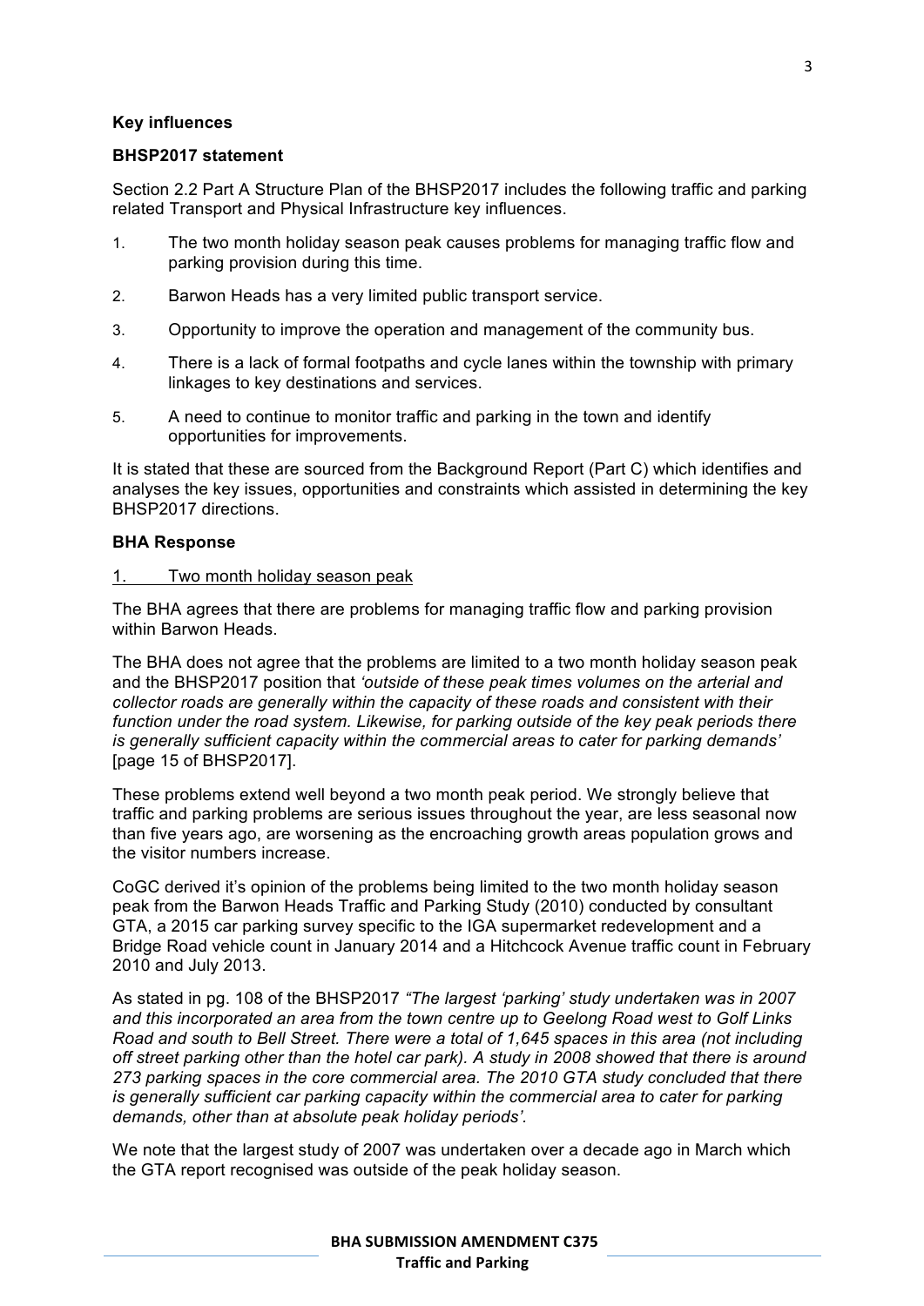**Key influences**

**BHSP2017 statement**

Section 2.2 Part A Structure Plan of the BHSP2017 includes the following traffic and parking related Transport and Physical Infrastructure key influences.

1. The two month holiday season peak causes problems for managing traffic flow and parking provision during this time.
2. Barwon Heads has a very limited public transport service.
3. Opportunity to improve the operation and management of the community bus.
4. There is a lack of formal footpaths and cycle lanes within the township with primary linkages to key destinations and services.
5. A need to continue to monitor traffic and parking in the town and identify opportunities for improvements.

It is stated that these are sourced from the Background Report (Part C) which identifies and analyses the key issues, opportunities and constraints which assisted in determining the key BHSP2017 directions.

**BHA Response**

1. Two month holiday season peak

The BHA agrees that there are problems for managing traffic flow and parking provision within Barwon Heads.

The BHA does not agree that the problems are limited to a two month holiday season peak and the BHSP2017 position that *'outside of these peak times volumes on the arterial and collector roads are generally within the capacity of these roads and consistent with their function under the road system. Likewise, for parking outside of the key peak periods there is generally sufficient capacity within the commercial areas to cater for parking demands'* [page 15 of BHSP2017].

These problems extend well beyond a two month peak period. We strongly believe that traffic and parking problems are serious issues throughout the year, are less seasonal now than five years ago, are worsening as the encroaching growth areas population grows and the visitor numbers increase.

CoGC derived it's opinion of the problems being limited to the two month holiday season peak from the Barwon Heads Traffic and Parking Study (2010) conducted by consultant GTA, a 2015 car parking survey specific to the IGA supermarket redevelopment and a Bridge Road vehicle count in January 2014 and a Hitchcock Avenue traffic count in February 2010 and July 2013.

As stated in pg. 108 of the BHSP2017 *"The largest 'parking' study undertaken was in 2007 and this incorporated an area from the town centre up to Geelong Road west to Golf Links Road and south to Bell Street. There were a total of 1,645 spaces in this area (not including off street parking other than the hotel car park). A study in 2008 showed that there is around 273 parking spaces in the core commercial area. The 2010 GTA study concluded that there is generally sufficient car parking capacity within the commercial area to cater for parking demands, other than at absolute peak holiday periods'.*

We note that the largest study of 2007 was undertaken over a decade ago in March which the GTA report recognised was outside of the peak holiday season.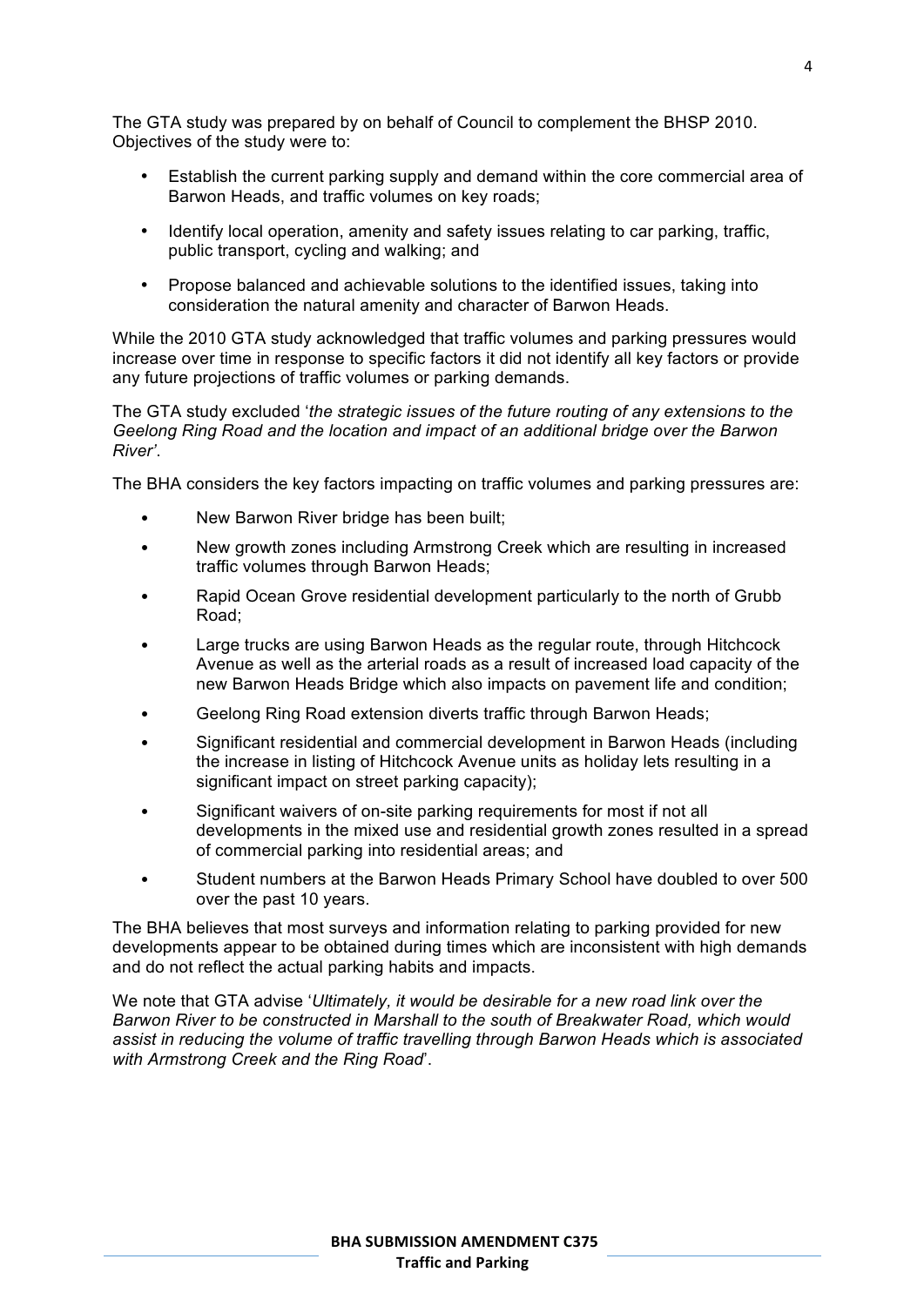The GTA study was prepared by on behalf of Council to complement the BHSP 2010. Objectives of the study were to:

- Establish the current parking supply and demand within the core commercial area of Barwon Heads, and traffic volumes on key roads;
- Identify local operation, amenity and safety issues relating to car parking, traffic, public transport, cycling and walking; and
- Propose balanced and achievable solutions to the identified issues, taking into consideration the natural amenity and character of Barwon Heads.

While the 2010 GTA study acknowledged that traffic volumes and parking pressures would increase over time in response to specific factors it did not identify all key factors or provide any future projections of traffic volumes or parking demands.

The GTA study excluded '*the strategic issues of the future routing of any extensions to the Geelong Ring Road and the location and impact of an additional bridge over the Barwon River'*.

The BHA considers the key factors impacting on traffic volumes and parking pressures are:

- New Barwon River bridge has been built;
- New growth zones including Armstrong Creek which are resulting in increased traffic volumes through Barwon Heads;
- Rapid Ocean Grove residential development particularly to the north of Grubb Road;
- Large trucks are using Barwon Heads as the regular route, through Hitchcock Avenue as well as the arterial roads as a result of increased load capacity of the new Barwon Heads Bridge which also impacts on pavement life and condition;
- Geelong Ring Road extension diverts traffic through Barwon Heads;
- Significant residential and commercial development in Barwon Heads (including the increase in listing of Hitchcock Avenue units as holiday lets resulting in a significant impact on street parking capacity);
- Significant waivers of on-site parking requirements for most if not all developments in the mixed use and residential growth zones resulted in a spread of commercial parking into residential areas; and
- Student numbers at the Barwon Heads Primary School have doubled to over 500 over the past 10 years.

The BHA believes that most surveys and information relating to parking provided for new developments appear to be obtained during times which are inconsistent with high demands and do not reflect the actual parking habits and impacts.

We note that GTA advise '*Ultimately, it would be desirable for a new road link over the Barwon River to be constructed in Marshall to the south of Breakwater Road, which would assist in reducing the volume of traffic travelling through Barwon Heads which is associated with Armstrong Creek and the Ring Road*'.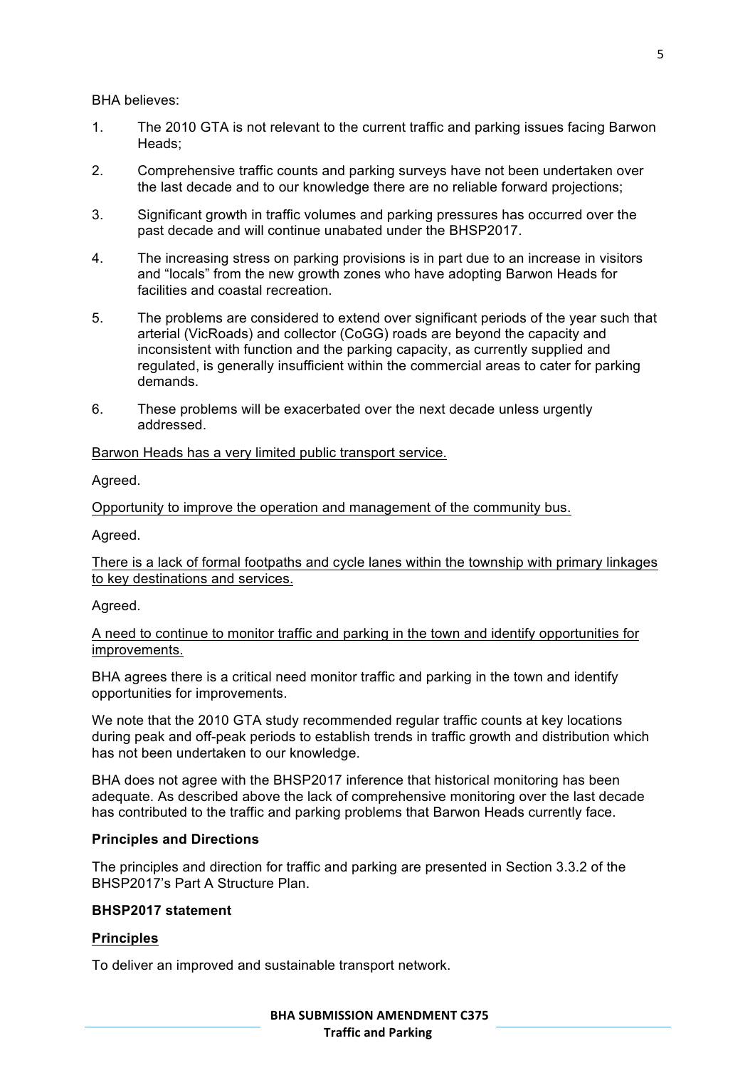BHA believes:

1. The 2010 GTA is not relevant to the current traffic and parking issues facing Barwon Heads;

2. Comprehensive traffic counts and parking surveys have not been undertaken over the last decade and to our knowledge there are no reliable forward projections;

3. Significant growth in traffic volumes and parking pressures has occurred over the past decade and will continue unabated under the BHSP2017.

4. The increasing stress on parking provisions is in part due to an increase in visitors and "locals" from the new growth zones who have adopting Barwon Heads for facilities and coastal recreation.

5. The problems are considered to extend over significant periods of the year such that arterial (VicRoads) and collector (CoGG) roads are beyond the capacity and inconsistent with function and the parking capacity, as currently supplied and regulated, is generally insufficient within the commercial areas to cater for parking demands.

6. These problems will be exacerbated over the next decade unless urgently addressed.

<u>Barwon Heads has a very limited public transport service.</u>

Agreed.

<u>Opportunity to improve the operation and management of the community bus.</u>

Agreed.

<u>There is a lack of formal footpaths and cycle lanes within the township with primary linkages to key destinations and services.</u>

Agreed.

<u>A need to continue to monitor traffic and parking in the town and identify opportunities for improvements.</u>

BHA agrees there is a critical need monitor traffic and parking in the town and identify opportunities for improvements.

We note that the 2010 GTA study recommended regular traffic counts at key locations during peak and off-peak periods to establish trends in traffic growth and distribution which has not been undertaken to our knowledge.

BHA does not agree with the BHSP2017 inference that historical monitoring has been adequate. As described above the lack of comprehensive monitoring over the last decade has contributed to the traffic and parking problems that Barwon Heads currently face.

**Principles and Directions**

The principles and direction for traffic and parking are presented in Section 3.3.2 of the BHSP2017's Part A Structure Plan.

**BHSP2017 statement**

**<u>Principles</u>**

To deliver an improved and sustainable transport network.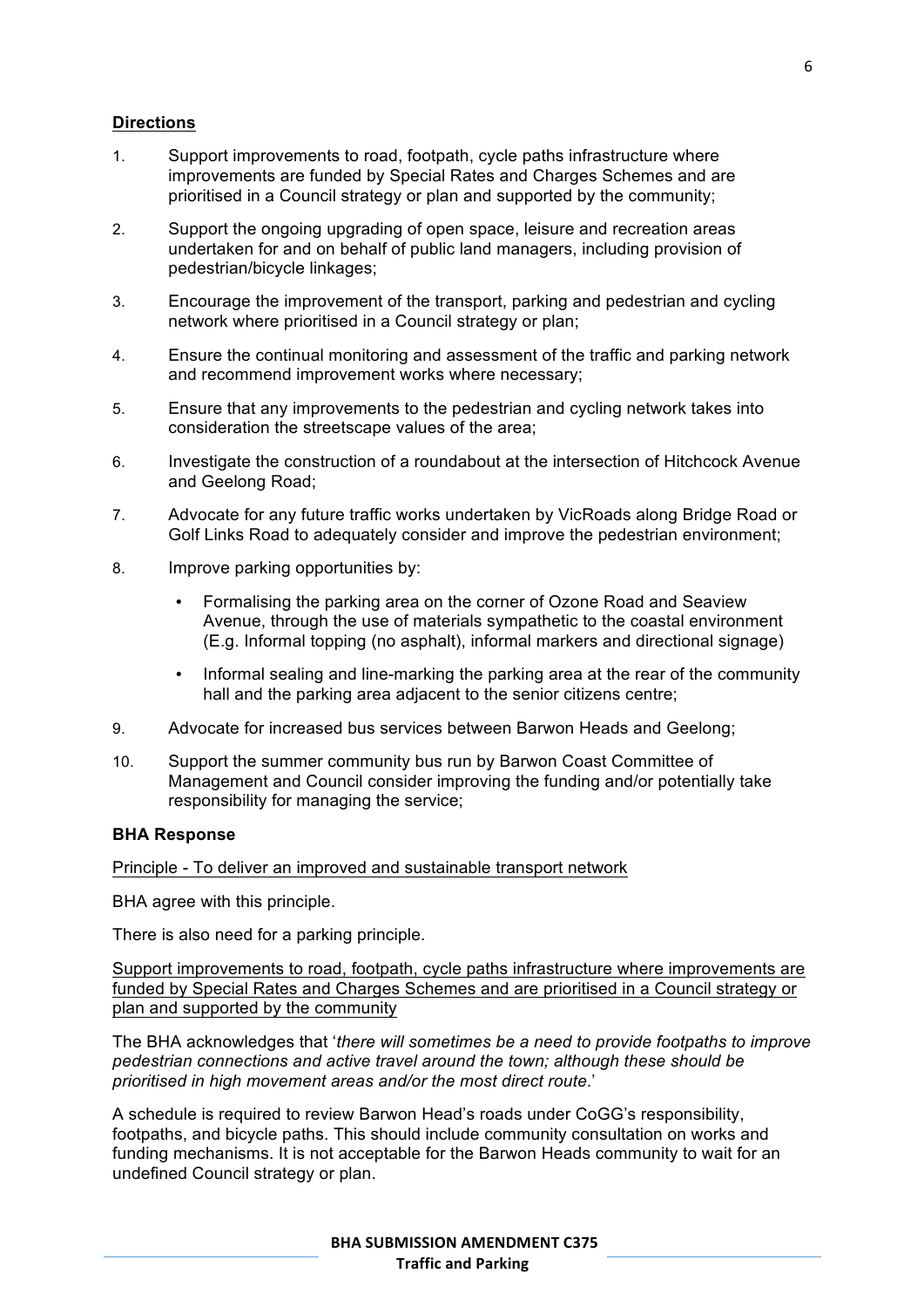**Directions**

1. Support improvements to road, footpath, cycle paths infrastructure where improvements are funded by Special Rates and Charges Schemes and are prioritised in a Council strategy or plan and supported by the community;
2. Support the ongoing upgrading of open space, leisure and recreation areas undertaken for and on behalf of public land managers, including provision of pedestrian/bicycle linkages;
3. Encourage the improvement of the transport, parking and pedestrian and cycling network where prioritised in a Council strategy or plan;
4. Ensure the continual monitoring and assessment of the traffic and parking network and recommend improvement works where necessary;
5. Ensure that any improvements to the pedestrian and cycling network takes into consideration the streetscape values of the area;
6. Investigate the construction of a roundabout at the intersection of Hitchcock Avenue and Geelong Road;
7. Advocate for any future traffic works undertaken by VicRoads along Bridge Road or Golf Links Road to adequately consider and improve the pedestrian environment;
8. Improve parking opportunities by:
    - Formalising the parking area on the corner of Ozone Road and Seaview Avenue, through the use of materials sympathetic to the coastal environment (E.g. Informal topping (no asphalt), informal markers and directional signage)
    - Informal sealing and line-marking the parking area at the rear of the community hall and the parking area adjacent to the senior citizens centre;
9. Advocate for increased bus services between Barwon Heads and Geelong;
10. Support the summer community bus run by Barwon Coast Committee of Management and Council consider improving the funding and/or potentially take responsibility for managing the service;

**BHA Response**

<u>Principle - To deliver an improved and sustainable transport network</u>

BHA agree with this principle.

There is also need for a parking principle.

<u>Support improvements to road, footpath, cycle paths infrastructure where improvements are funded by Special Rates and Charges Schemes and are prioritised in a Council strategy or plan and supported by the community</u>

The BHA acknowledges that '*there will sometimes be a need to provide footpaths to improve pedestrian connections and active travel around the town; although these should be prioritised in high movement areas and/or the most direct route*.'

A schedule is required to review Barwon Head's roads under CoGG's responsibility, footpaths, and bicycle paths. This should include community consultation on works and funding mechanisms. It is not acceptable for the Barwon Heads community to wait for an undefined Council strategy or plan.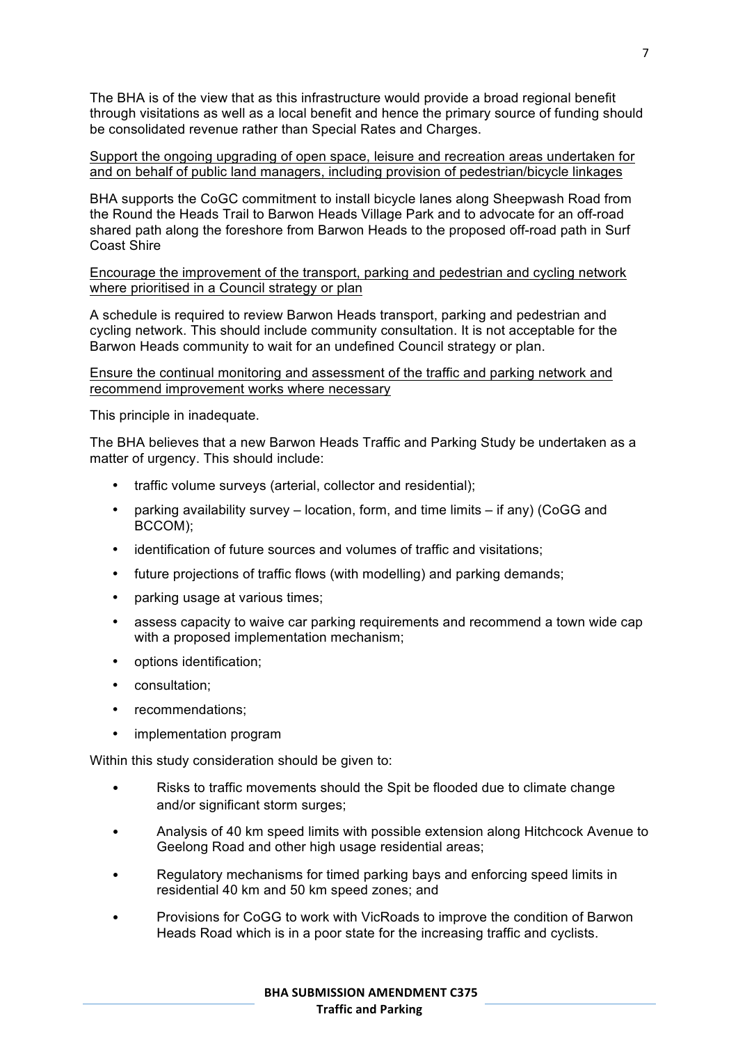The BHA is of the view that as this infrastructure would provide a broad regional benefit through visitations as well as a local benefit and hence the primary source of funding should be consolidated revenue rather than Special Rates and Charges.

<u>Support the ongoing upgrading of open space, leisure and recreation areas undertaken for and on behalf of public land managers, including provision of pedestrian/bicycle linkages</u>

BHA supports the CoGC commitment to install bicycle lanes along Sheepwash Road from the Round the Heads Trail to Barwon Heads Village Park and to advocate for an off-road shared path along the foreshore from Barwon Heads to the proposed off-road path in Surf Coast Shire

<u>Encourage the improvement of the transport, parking and pedestrian and cycling network where prioritised in a Council strategy or plan</u>

A schedule is required to review Barwon Heads transport, parking and pedestrian and cycling network. This should include community consultation. It is not acceptable for the Barwon Heads community to wait for an undefined Council strategy or plan.

<u>Ensure the continual monitoring and assessment of the traffic and parking network and recommend improvement works where necessary</u>

This principle in inadequate.

The BHA believes that a new Barwon Heads Traffic and Parking Study be undertaken as a matter of urgency. This should include:

- traffic volume surveys (arterial, collector and residential);
- parking availability survey – location, form, and time limits – if any) (CoGG and BCCOM);
- identification of future sources and volumes of traffic and visitations;
- future projections of traffic flows (with modelling) and parking demands;
- parking usage at various times;
- assess capacity to waive car parking requirements and recommend a town wide cap with a proposed implementation mechanism;
- options identification;
- consultation;
- recommendations;
- implementation program

Within this study consideration should be given to:

- Risks to traffic movements should the Spit be flooded due to climate change and/or significant storm surges;
- Analysis of 40 km speed limits with possible extension along Hitchcock Avenue to Geelong Road and other high usage residential areas;
- Regulatory mechanisms for timed parking bays and enforcing speed limits in residential 40 km and 50 km speed zones; and
- Provisions for CoGG to work with VicRoads to improve the condition of Barwon Heads Road which is in a poor state for the increasing traffic and cyclists.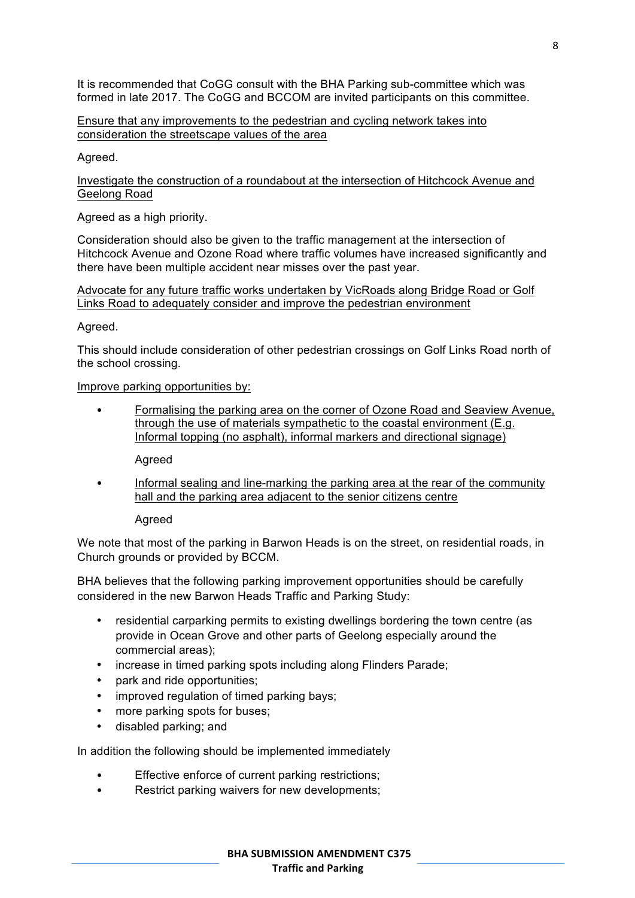It is recommended that CoGG consult with the BHA Parking sub-committee which was formed in late 2017. The CoGG and BCCOM are invited participants on this committee.

<u>Ensure that any improvements to the pedestrian and cycling network takes into consideration the streetscape values of the area</u>

Agreed.

<u>Investigate the construction of a roundabout at the intersection of Hitchcock Avenue and Geelong Road</u>

Agreed as a high priority.

Consideration should also be given to the traffic management at the intersection of Hitchcock Avenue and Ozone Road where traffic volumes have increased significantly and there have been multiple accident near misses over the past year.

<u>Advocate for any future traffic works undertaken by VicRoads along Bridge Road or Golf Links Road to adequately consider and improve the pedestrian environment</u>

Agreed.

This should include consideration of other pedestrian crossings on Golf Links Road north of the school crossing.

<u>Improve parking opportunities by:</u>

- <u>Formalising the parking area on the corner of Ozone Road and Seaview Avenue, through the use of materials sympathetic to the coastal environment (E.g. Informal topping (no asphalt), informal markers and directional signage)</u>

  Agreed

- <u>Informal sealing and line-marking the parking area at the rear of the community hall and the parking area adjacent to the senior citizens centre</u>

  Agreed

We note that most of the parking in Barwon Heads is on the street, on residential roads, in Church grounds or provided by BCCM.

BHA believes that the following parking improvement opportunities should be carefully considered in the new Barwon Heads Traffic and Parking Study:

- residential carparking permits to existing dwellings bordering the town centre (as provide in Ocean Grove and other parts of Geelong especially around the commercial areas);
- increase in timed parking spots including along Flinders Parade;
- park and ride opportunities;
- improved regulation of timed parking bays;
- more parking spots for buses;
- disabled parking; and

In addition the following should be implemented immediately

- Effective enforce of current parking restrictions;
- Restrict parking waivers for new developments;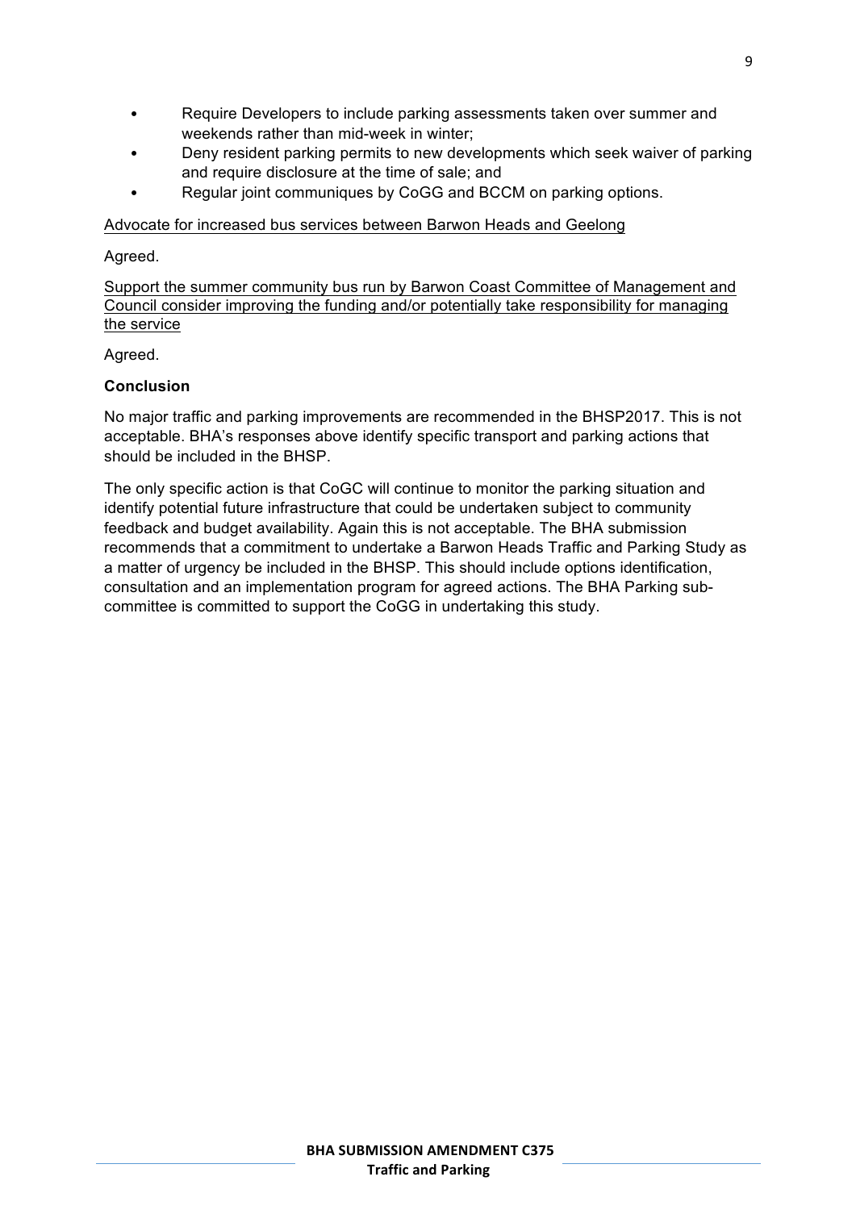- Require Developers to include parking assessments taken over summer and weekends rather than mid-week in winter;
- Deny resident parking permits to new developments which seek waiver of parking and require disclosure at the time of sale; and
- Regular joint communiques by CoGG and BCCM on parking options.

<u>Advocate for increased bus services between Barwon Heads and Geelong</u>

Agreed.

<u>Support the summer community bus run by Barwon Coast Committee of Management and Council consider improving the funding and/or potentially take responsibility for managing the service</u>

Agreed.

**Conclusion**

No major traffic and parking improvements are recommended in the BHSP2017. This is not acceptable. BHA's responses above identify specific transport and parking actions that should be included in the BHSP.

The only specific action is that CoGC will continue to monitor the parking situation and identify potential future infrastructure that could be undertaken subject to community feedback and budget availability. Again this is not acceptable. The BHA submission recommends that a commitment to undertake a Barwon Heads Traffic and Parking Study as a matter of urgency be included in the BHSP. This should include options identification, consultation and an implementation program for agreed actions. The BHA Parking sub-committee is committed to support the CoGG in undertaking this study.